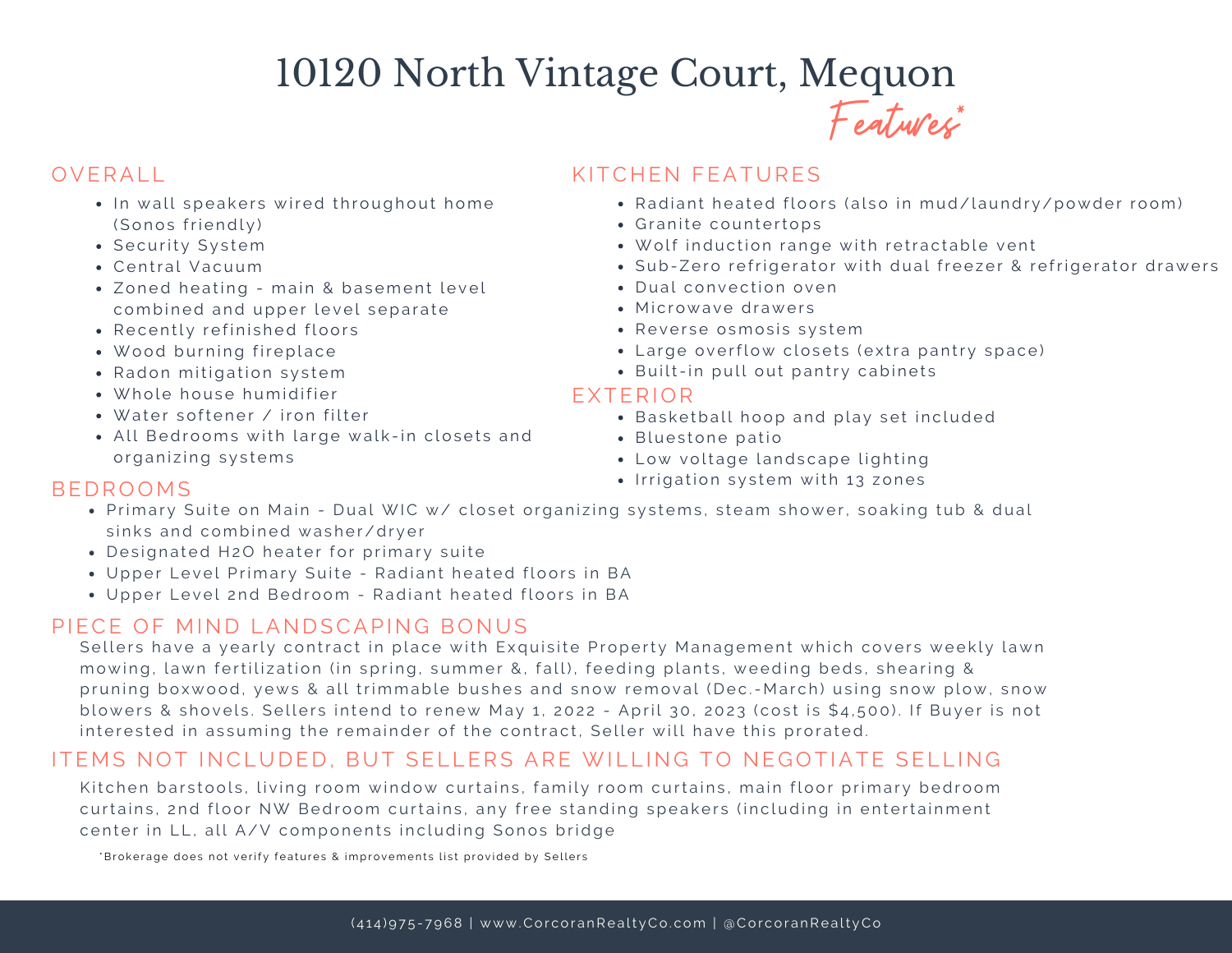# 10120 North Vintage Court, Mequon

*Features**

## OVERALL

- In wall speakers wired throughout home (Sonos friendly)
- Security System
- Central Vacuum
- Zoned heating - main & basement level combined and upper level separate
- Recently refinished floors
- Wood burning fireplace
- Radon mitigation system
- Whole house humidifier
- Water softener / iron filter
- All Bedrooms with large walk-in closets and organizing systems

## KITCHEN FEATURES

- Radiant heated floors (also in mud/laundry/powder room)
- Granite countertops
- Wolf induction range with retractable vent
- Sub-Zero refrigerator with dual freezer & refrigerator drawers
- Dual convection oven
- Microwave drawers
- Reverse osmosis system
- Large overflow closets (extra pantry space)
- Built-in pull out pantry cabinets

## EXTERIOR

- Basketball hoop and play set included
- Bluestone patio
- Low voltage landscape lighting
- Irrigation system with 13 zones

## BEDROOMS

- Primary Suite on Main - Dual WIC w/ closet organizing systems, steam shower, soaking tub & dual sinks and combined washer/dryer
- Designated H2O heater for primary suite
- Upper Level Primary Suite - Radiant heated floors in BA
- Upper Level 2nd Bedroom - Radiant heated floors in BA

## PIECE OF MIND LANDSCAPING BONUS

Sellers have a yearly contract in place with Exquisite Property Management which covers weekly lawn mowing, lawn fertilization (in spring, summer &, fall), feeding plants, weeding beds, shearing & pruning boxwood, yews & all trimmable bushes and snow removal (Dec.-March) using snow plow, snow blowers & shovels. Sellers intend to renew May 1, 2022 - April 30, 2023 (cost is $4,500). If Buyer is not interested in assuming the remainder of the contract, Seller will have this prorated.

## ITEMS NOT INCLUDED, BUT SELLERS ARE WILLING TO NEGOTIATE SELLING

Kitchen barstools, living room window curtains, family room curtains, main floor primary bedroom curtains, 2nd floor NW Bedroom curtains, any free standing speakers (including in entertainment center in LL, all A/V components including Sonos bridge

*Brokerage does not verify features & improvements list provided by Sellers

(414)975-7968 | www.CorcoranRealtyCo.com | @CorcoranRealtyCo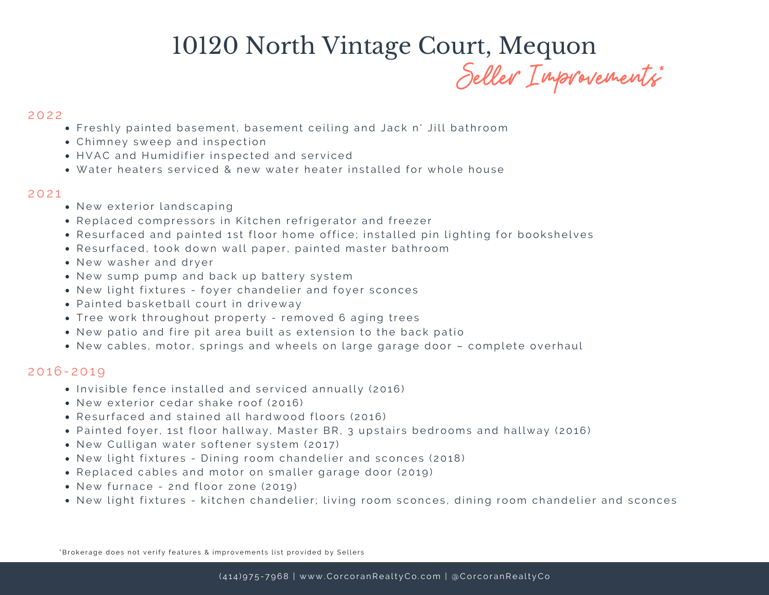# 10120 North Vintage Court, Mequon

## Seller Improvements*

### 2022

- Freshly painted basement, basement ceiling and Jack n' Jill bathroom
- Chimney sweep and inspection
- HVAC and Humidifier inspected and serviced
- Water heaters serviced & new water heater installed for whole house

### 2021

- New exterior landscaping
- Replaced compressors in Kitchen refrigerator and freezer
- Resurfaced and painted 1st floor home office; installed pin lighting for bookshelves
- Resurfaced, took down wall paper, painted master bathroom
- New washer and dryer
- New sump pump and back up battery system
- New light fixtures - foyer chandelier and foyer sconces
- Painted basketball court in driveway
- Tree work throughout property - removed 6 aging trees
- New patio and fire pit area built as extension to the back patio
- New cables, motor, springs and wheels on large garage door – complete overhaul

### 2016-2019

- Invisible fence installed and serviced annually (2016)
- New exterior cedar shake roof (2016)
- Resurfaced and stained all hardwood floors (2016)
- Painted foyer, 1st floor hallway, Master BR, 3 upstairs bedrooms and hallway (2016)
- New Culligan water softener system (2017)
- New light fixtures - Dining room chandelier and sconces (2018)
- Replaced cables and motor on smaller garage door (2019)
- New furnace - 2nd floor zone (2019)
- New light fixtures - kitchen chandelier; living room sconces, dining room chandelier and sconces

*Brokerage does not verify features & improvements list provided by Sellers

(414)975-7968 | www.CorcoranRealtyCo.com | @CorcoranRealtyCo